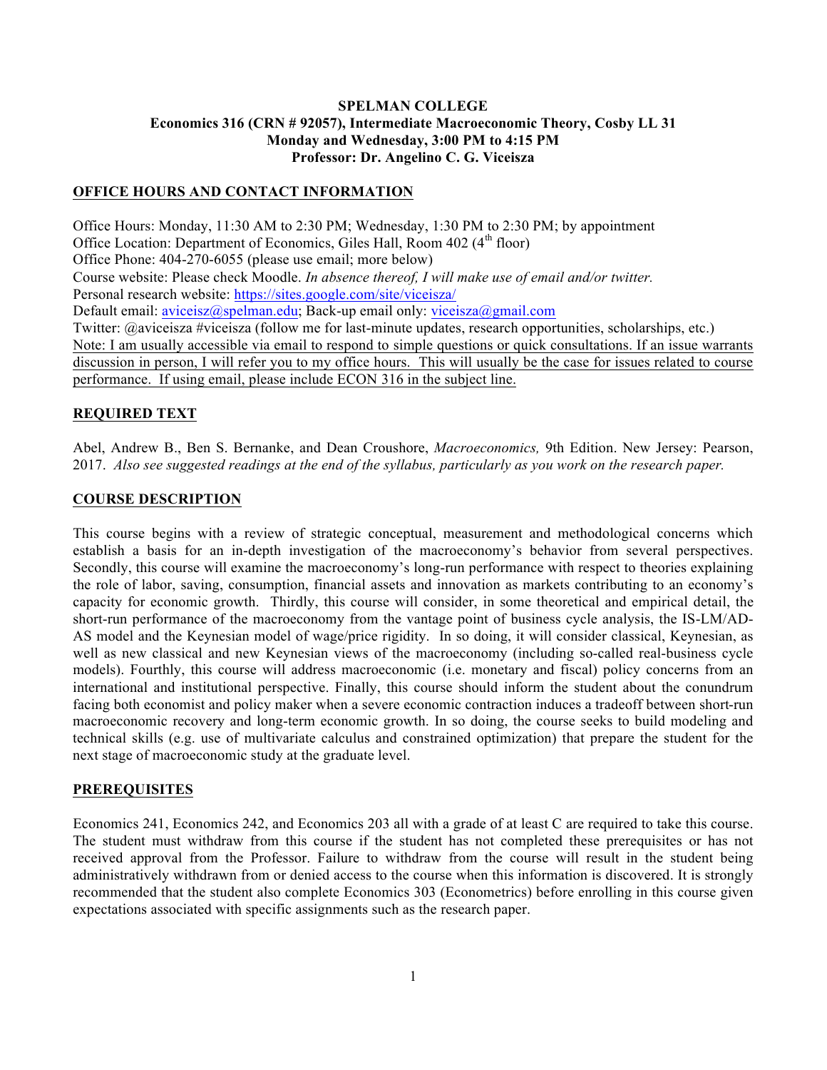**SPELMAN COLLEGE**
**Economics 316 (CRN # 92057), Intermediate Macroeconomic Theory, Cosby LL 31**
**Monday and Wednesday, 3:00 PM to 4:15 PM**
**Professor: Dr. Angelino C. G. Viceisza**

## OFFICE HOURS AND CONTACT INFORMATION

Office Hours: Monday, 11:30 AM to 2:30 PM; Wednesday, 1:30 PM to 2:30 PM; by appointment
Office Location: Department of Economics, Giles Hall, Room 402 (4th floor)
Office Phone: 404-270-6055 (please use email; more below)
Course website: Please check Moodle. *In absence thereof, I will make use of email and/or twitter.*
Personal research website: https://sites.google.com/site/viceisza/
Default email: aviceisz@spelman.edu; Back-up email only: viceisza@gmail.com
Twitter: @aviceisza #viceisza (follow me for last-minute updates, research opportunities, scholarships, etc.)
Note: I am usually accessible via email to respond to simple questions or quick consultations. If an issue warrants discussion in person, I will refer you to my office hours. This will usually be the case for issues related to course performance. If using email, please include ECON 316 in the subject line.

## REQUIRED TEXT

Abel, Andrew B., Ben S. Bernanke, and Dean Croushore, *Macroeconomics,* 9th Edition. New Jersey: Pearson, 2017. *Also see suggested readings at the end of the syllabus, particularly as you work on the research paper.*

## COURSE DESCRIPTION

This course begins with a review of strategic conceptual, measurement and methodological concerns which establish a basis for an in-depth investigation of the macroeconomy's behavior from several perspectives. Secondly, this course will examine the macroeconomy's long-run performance with respect to theories explaining the role of labor, saving, consumption, financial assets and innovation as markets contributing to an economy's capacity for economic growth. Thirdly, this course will consider, in some theoretical and empirical detail, the short-run performance of the macroeconomy from the vantage point of business cycle analysis, the IS-LM/AD-AS model and the Keynesian model of wage/price rigidity. In so doing, it will consider classical, Keynesian, as well as new classical and new Keynesian views of the macroeconomy (including so-called real-business cycle models). Fourthly, this course will address macroeconomic (i.e. monetary and fiscal) policy concerns from an international and institutional perspective. Finally, this course should inform the student about the conundrum facing both economist and policy maker when a severe economic contraction induces a tradeoff between short-run macroeconomic recovery and long-term economic growth. In so doing, the course seeks to build modeling and technical skills (e.g. use of multivariate calculus and constrained optimization) that prepare the student for the next stage of macroeconomic study at the graduate level.

## PREREQUISITES

Economics 241, Economics 242, and Economics 203 all with a grade of at least C are required to take this course. The student must withdraw from this course if the student has not completed these prerequisites or has not received approval from the Professor. Failure to withdraw from the course will result in the student being administratively withdrawn from or denied access to the course when this information is discovered. It is strongly recommended that the student also complete Economics 303 (Econometrics) before enrolling in this course given expectations associated with specific assignments such as the research paper.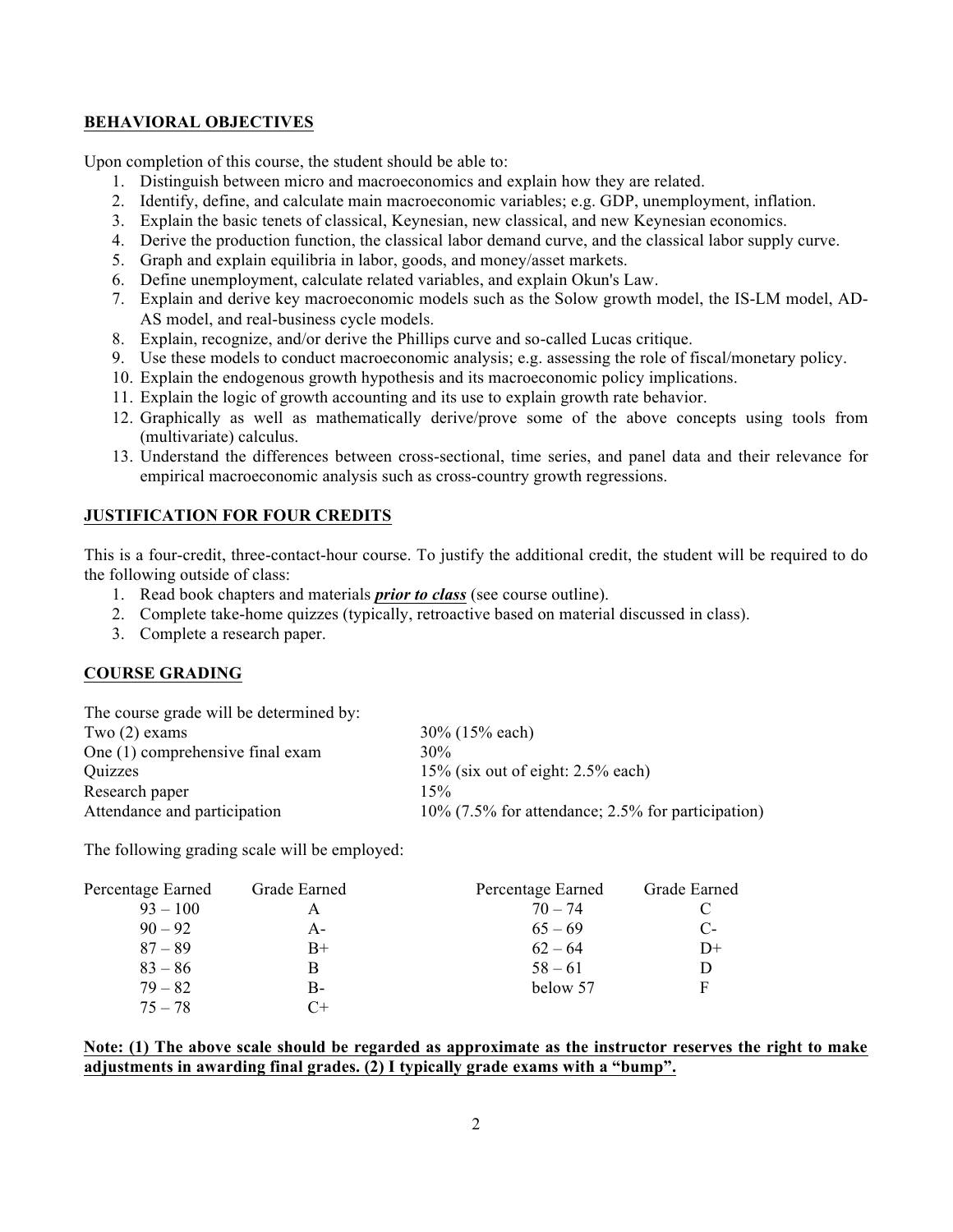## BEHAVIORAL OBJECTIVES

Upon completion of this course, the student should be able to:

1. Distinguish between micro and macroeconomics and explain how they are related.
2. Identify, define, and calculate main macroeconomic variables; e.g. GDP, unemployment, inflation.
3. Explain the basic tenets of classical, Keynesian, new classical, and new Keynesian economics.
4. Derive the production function, the classical labor demand curve, and the classical labor supply curve.
5. Graph and explain equilibria in labor, goods, and money/asset markets.
6. Define unemployment, calculate related variables, and explain Okun's Law.
7. Explain and derive key macroeconomic models such as the Solow growth model, the IS-LM model, AD-AS model, and real-business cycle models.
8. Explain, recognize, and/or derive the Phillips curve and so-called Lucas critique.
9. Use these models to conduct macroeconomic analysis; e.g. assessing the role of fiscal/monetary policy.
10. Explain the endogenous growth hypothesis and its macroeconomic policy implications.
11. Explain the logic of growth accounting and its use to explain growth rate behavior.
12. Graphically as well as mathematically derive/prove some of the above concepts using tools from (multivariate) calculus.
13. Understand the differences between cross-sectional, time series, and panel data and their relevance for empirical macroeconomic analysis such as cross-country growth regressions.

## JUSTIFICATION FOR FOUR CREDITS

This is a four-credit, three-contact-hour course. To justify the additional credit, the student will be required to do the following outside of class:

1. Read book chapters and materials ***prior to class*** (see course outline).
2. Complete take-home quizzes (typically, retroactive based on material discussed in class).
3. Complete a research paper.

## COURSE GRADING

The course grade will be determined by:

| | |
|---|---|
| Two (2) exams | 30% (15% each) |
| One (1) comprehensive final exam | 30% |
| Quizzes | 15% (six out of eight: 2.5% each) |
| Research paper | 15% |
| Attendance and participation | 10% (7.5% for attendance; 2.5% for participation) |

The following grading scale will be employed:

| Percentage Earned | Grade Earned | Percentage Earned | Grade Earned |
|---|---|---|---|
| 93 – 100 | A | 70 – 74 | C |
| 90 – 92 | A- | 65 – 69 | C- |
| 87 – 89 | B+ | 62 – 64 | D+ |
| 83 – 86 | B | 58 – 61 | D |
| 79 – 82 | B- | below 57 | F |
| 75 – 78 | C+ | | |

**Note: (1) The above scale should be regarded as approximate as the instructor reserves the right to make adjustments in awarding final grades. (2) I typically grade exams with a "bump".**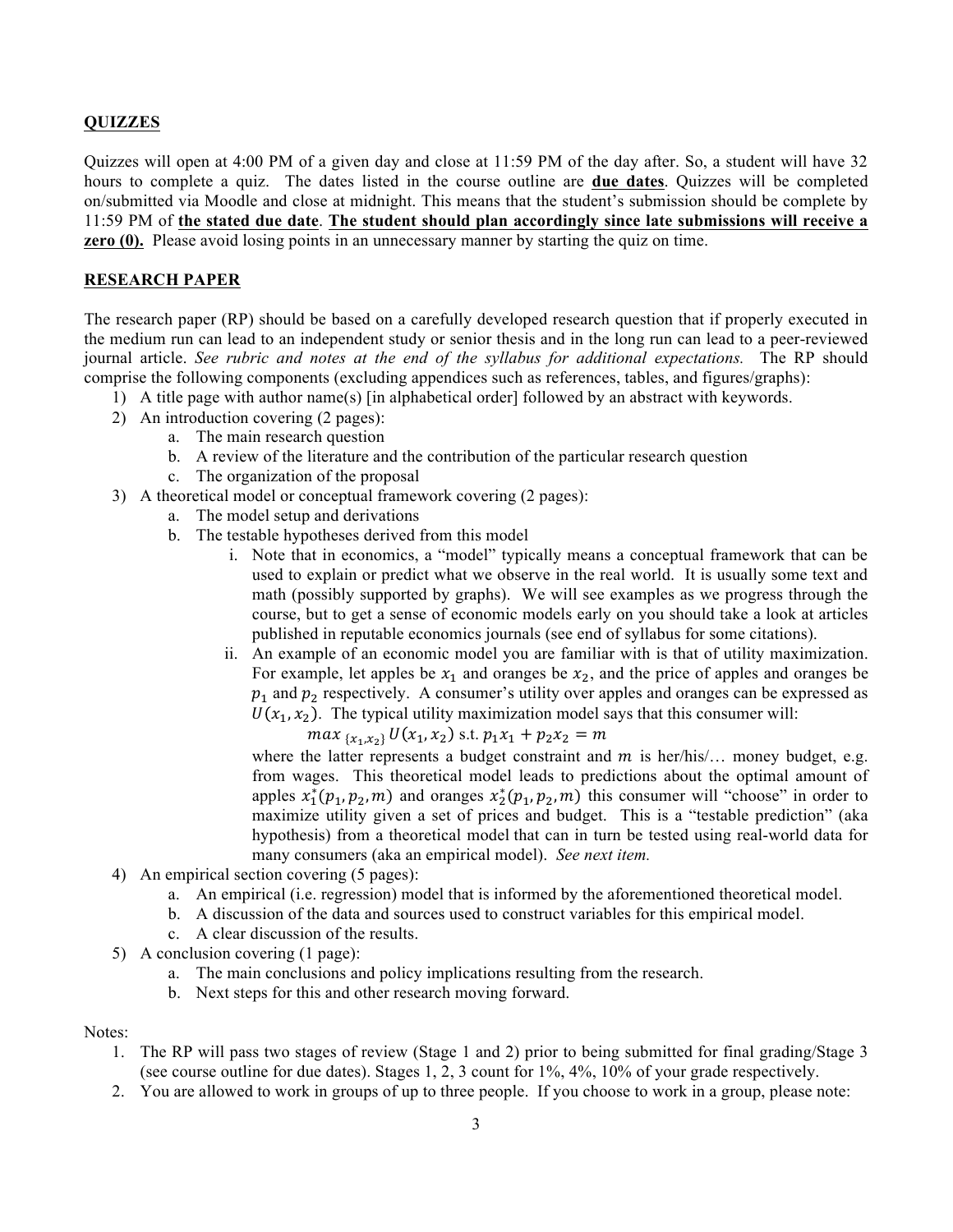## QUIZZES

Quizzes will open at 4:00 PM of a given day and close at 11:59 PM of the day after. So, a student will have 32 hours to complete a quiz. The dates listed in the course outline are **<u>due dates</u>**. Quizzes will be completed on/submitted via Moodle and close at midnight. This means that the student's submission should be complete by 11:59 PM of **<u>the stated due date</u>**. **<u>The student should plan accordingly since late submissions will receive a zero (0).</u>** Please avoid losing points in an unnecessary manner by starting the quiz on time.

## RESEARCH PAPER

The research paper (RP) should be based on a carefully developed research question that if properly executed in the medium run can lead to an independent study or senior thesis and in the long run can lead to a peer-reviewed journal article. *See rubric and notes at the end of the syllabus for additional expectations.* The RP should comprise the following components (excluding appendices such as references, tables, and figures/graphs):

1) A title page with author name(s) [in alphabetical order] followed by an abstract with keywords.
2) An introduction covering (2 pages):
    a. The main research question
    b. A review of the literature and the contribution of the particular research question
    c. The organization of the proposal
3) A theoretical model or conceptual framework covering (2 pages):
    a. The model setup and derivations
    b. The testable hypotheses derived from this model
        i. Note that in economics, a "model" typically means a conceptual framework that can be used to explain or predict what we observe in the real world. It is usually some text and math (possibly supported by graphs). We will see examples as we progress through the course, but to get a sense of economic models early on you should take a look at articles published in reputable economics journals (see end of syllabus for some citations).
        ii. An example of an economic model you are familiar with is that of utility maximization. For example, let apples be $x_1$ and oranges be $x_2$, and the price of apples and oranges be $p_1$ and $p_2$ respectively. A consumer's utility over apples and oranges can be expressed as $U(x_1, x_2)$. The typical utility maximization model says that this consumer will:
        $$max_{\{x_1,x_2\}}\, U(x_1, x_2) \text{ s.t. } p_1x_1 + p_2x_2 = m$$
        where the latter represents a budget constraint and $m$ is her/his/… money budget, e.g. from wages. This theoretical model leads to predictions about the optimal amount of apples $x_1^*(p_1, p_2, m)$ and oranges $x_2^*(p_1, p_2, m)$ this consumer will "choose" in order to maximize utility given a set of prices and budget. This is a "testable prediction" (aka hypothesis) from a theoretical model that can in turn be tested using real-world data for many consumers (aka an empirical model). *See next item.*
4) An empirical section covering (5 pages):
    a. An empirical (i.e. regression) model that is informed by the aforementioned theoretical model.
    b. A discussion of the data and sources used to construct variables for this empirical model.
    c. A clear discussion of the results.
5) A conclusion covering (1 page):
    a. The main conclusions and policy implications resulting from the research.
    b. Next steps for this and other research moving forward.

Notes:

1. The RP will pass two stages of review (Stage 1 and 2) prior to being submitted for final grading/Stage 3 (see course outline for due dates). Stages 1, 2, 3 count for 1%, 4%, 10% of your grade respectively.
2. You are allowed to work in groups of up to three people. If you choose to work in a group, please note: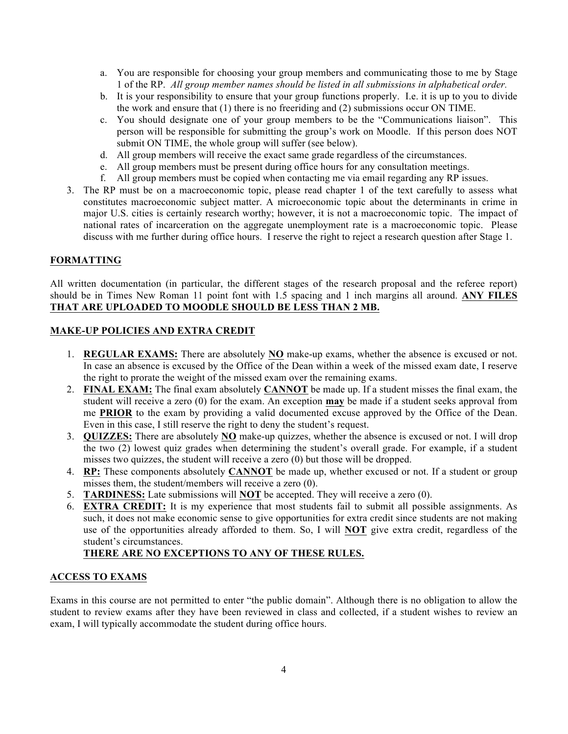a. You are responsible for choosing your group members and communicating those to me by Stage 1 of the RP. *All group member names should be listed in all submissions in alphabetical order.*
   b. It is your responsibility to ensure that your group functions properly. I.e. it is up to you to divide the work and ensure that (1) there is no freeriding and (2) submissions occur ON TIME.
   c. You should designate one of your group members to be the "Communications liaison". This person will be responsible for submitting the group's work on Moodle. If this person does NOT submit ON TIME, the whole group will suffer (see below).
   d. All group members will receive the exact same grade regardless of the circumstances.
   e. All group members must be present during office hours for any consultation meetings.
   f. All group members must be copied when contacting me via email regarding any RP issues.

3. The RP must be on a macroeconomic topic, please read chapter 1 of the text carefully to assess what constitutes macroeconomic subject matter. A microeconomic topic about the determinants in crime in major U.S. cities is certainly research worthy; however, it is not a macroeconomic topic. The impact of national rates of incarceration on the aggregate unemployment rate is a macroeconomic topic. Please discuss with me further during office hours. I reserve the right to reject a research question after Stage 1.

## FORMATTING

All written documentation (in particular, the different stages of the research proposal and the referee report) should be in Times New Roman 11 point font with 1.5 spacing and 1 inch margins all around. **ANY FILES THAT ARE UPLOADED TO MOODLE SHOULD BE LESS THAN 2 MB.**

## MAKE-UP POLICIES AND EXTRA CREDIT

1. **REGULAR EXAMS:** There are absolutely **NO** make-up exams, whether the absence is excused or not. In case an absence is excused by the Office of the Dean within a week of the missed exam date, I reserve the right to prorate the weight of the missed exam over the remaining exams.
2. **FINAL EXAM:** The final exam absolutely **CANNOT** be made up. If a student misses the final exam, the student will receive a zero (0) for the exam. An exception **may** be made if a student seeks approval from me **PRIOR** to the exam by providing a valid documented excuse approved by the Office of the Dean. Even in this case, I still reserve the right to deny the student's request.
3. **QUIZZES:** There are absolutely **NO** make-up quizzes, whether the absence is excused or not. I will drop the two (2) lowest quiz grades when determining the student's overall grade. For example, if a student misses two quizzes, the student will receive a zero (0) but those will be dropped.
4. **RP:** These components absolutely **CANNOT** be made up, whether excused or not. If a student or group misses them, the student/members will receive a zero (0).
5. **TARDINESS:** Late submissions will **NOT** be accepted. They will receive a zero (0).
6. **EXTRA CREDIT:** It is my experience that most students fail to submit all possible assignments. As such, it does not make economic sense to give opportunities for extra credit since students are not making use of the opportunities already afforded to them. So, I will **NOT** give extra credit, regardless of the student's circumstances.

   **THERE ARE NO EXCEPTIONS TO ANY OF THESE RULES.**

## ACCESS TO EXAMS

Exams in this course are not permitted to enter "the public domain". Although there is no obligation to allow the student to review exams after they have been reviewed in class and collected, if a student wishes to review an exam, I will typically accommodate the student during office hours.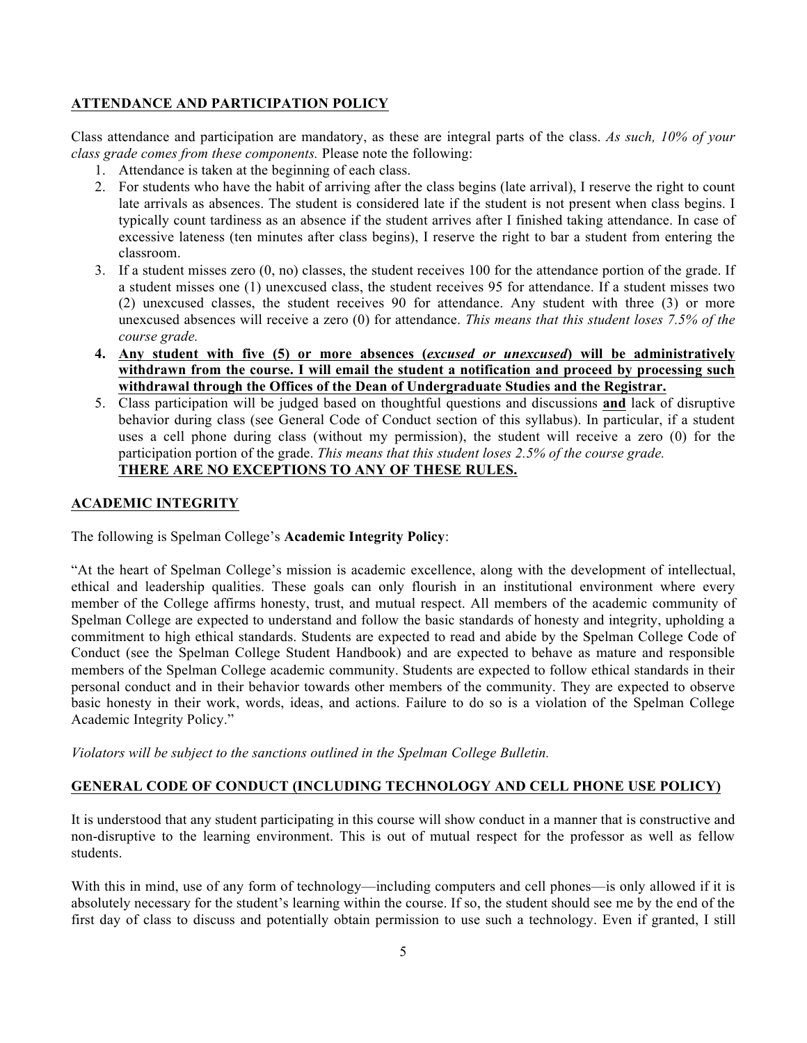## <u>ATTENDANCE AND PARTICIPATION POLICY</u>

Class attendance and participation are mandatory, as these are integral parts of the class. *As such, 10% of your class grade comes from these components.* Please note the following:

1. Attendance is taken at the beginning of each class.
2. For students who have the habit of arriving after the class begins (late arrival), I reserve the right to count late arrivals as absences. The student is considered late if the student is not present when class begins. I typically count tardiness as an absence if the student arrives after I finished taking attendance. In case of excessive lateness (ten minutes after class begins), I reserve the right to bar a student from entering the classroom.
3. If a student misses zero (0, no) classes, the student receives 100 for the attendance portion of the grade. If a student misses one (1) unexcused class, the student receives 95 for attendance. If a student misses two (2) unexcused classes, the student receives 90 for attendance. Any student with three (3) or more unexcused absences will receive a zero (0) for attendance. *This means that this student loses 7.5% of the course grade.*
4. **<u>Any student with five (5) or more absences (*excused or unexcused*) will be administratively withdrawn from the course. I will email the student a notification and proceed by processing such withdrawal through the Offices of the Dean of Undergraduate Studies and the Registrar.</u>**
5. Class participation will be judged based on thoughtful questions and discussions **<u>and</u>** lack of disruptive behavior during class (see General Code of Conduct section of this syllabus). In particular, if a student uses a cell phone during class (without my permission), the student will receive a zero (0) for the participation portion of the grade. *This means that this student loses 2.5% of the course grade.*
   **<u>THERE ARE NO EXCEPTIONS TO ANY OF THESE RULES.</u>**

## <u>ACADEMIC INTEGRITY</u>

The following is Spelman College's **Academic Integrity Policy**:

"At the heart of Spelman College's mission is academic excellence, along with the development of intellectual, ethical and leadership qualities. These goals can only flourish in an institutional environment where every member of the College affirms honesty, trust, and mutual respect. All members of the academic community of Spelman College are expected to understand and follow the basic standards of honesty and integrity, upholding a commitment to high ethical standards. Students are expected to read and abide by the Spelman College Code of Conduct (see the Spelman College Student Handbook) and are expected to behave as mature and responsible members of the Spelman College academic community. Students are expected to follow ethical standards in their personal conduct and in their behavior towards other members of the community. They are expected to observe basic honesty in their work, words, ideas, and actions. Failure to do so is a violation of the Spelman College Academic Integrity Policy."

*Violators will be subject to the sanctions outlined in the Spelman College Bulletin.*

## <u>GENERAL CODE OF CONDUCT (INCLUDING TECHNOLOGY AND CELL PHONE USE POLICY)</u>

It is understood that any student participating in this course will show conduct in a manner that is constructive and non-disruptive to the learning environment. This is out of mutual respect for the professor as well as fellow students.

With this in mind, use of any form of technology—including computers and cell phones—is only allowed if it is absolutely necessary for the student's learning within the course. If so, the student should see me by the end of the first day of class to discuss and potentially obtain permission to use such a technology. Even if granted, I still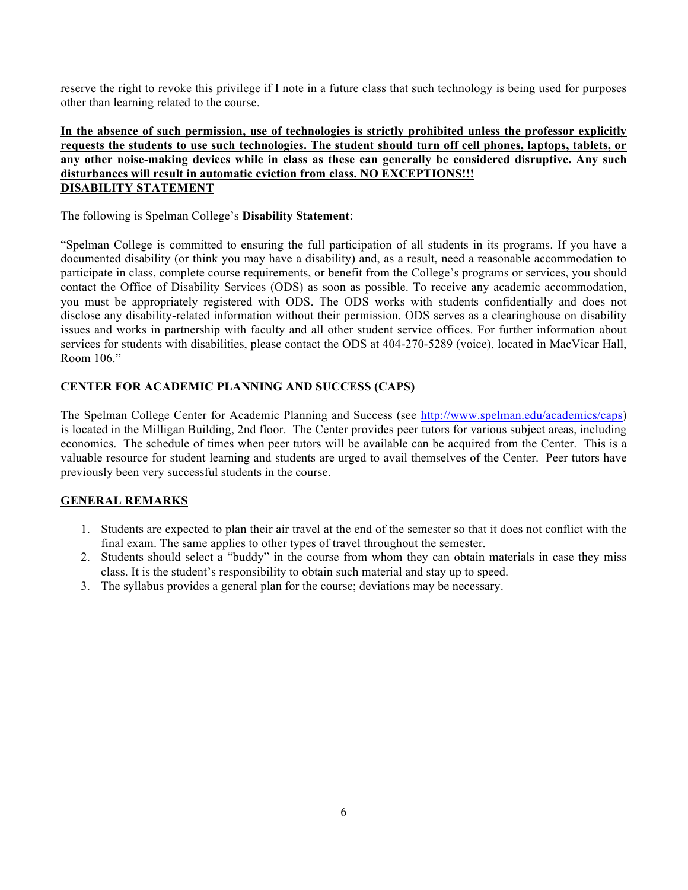reserve the right to revoke this privilege if I note in a future class that such technology is being used for purposes other than learning related to the course.

**In the absence of such permission, use of technologies is strictly prohibited unless the professor explicitly requests the students to use such technologies. The student should turn off cell phones, laptops, tablets, or any other noise-making devices while in class as these can generally be considered disruptive. Any such disturbances will result in automatic eviction from class. NO EXCEPTIONS!!!**

## DISABILITY STATEMENT

The following is Spelman College's **Disability Statement**:

"Spelman College is committed to ensuring the full participation of all students in its programs. If you have a documented disability (or think you may have a disability) and, as a result, need a reasonable accommodation to participate in class, complete course requirements, or benefit from the College's programs or services, you should contact the Office of Disability Services (ODS) as soon as possible. To receive any academic accommodation, you must be appropriately registered with ODS. The ODS works with students confidentially and does not disclose any disability-related information without their permission. ODS serves as a clearinghouse on disability issues and works in partnership with faculty and all other student service offices. For further information about services for students with disabilities, please contact the ODS at 404-270-5289 (voice), located in MacVicar Hall, Room 106."

## CENTER FOR ACADEMIC PLANNING AND SUCCESS (CAPS)

The Spelman College Center for Academic Planning and Success (see http://www.spelman.edu/academics/caps) is located in the Milligan Building, 2nd floor. The Center provides peer tutors for various subject areas, including economics. The schedule of times when peer tutors will be available can be acquired from the Center. This is a valuable resource for student learning and students are urged to avail themselves of the Center. Peer tutors have previously been very successful students in the course.

## GENERAL REMARKS

1. Students are expected to plan their air travel at the end of the semester so that it does not conflict with the final exam. The same applies to other types of travel throughout the semester.
2. Students should select a "buddy" in the course from whom they can obtain materials in case they miss class. It is the student's responsibility to obtain such material and stay up to speed.
3. The syllabus provides a general plan for the course; deviations may be necessary.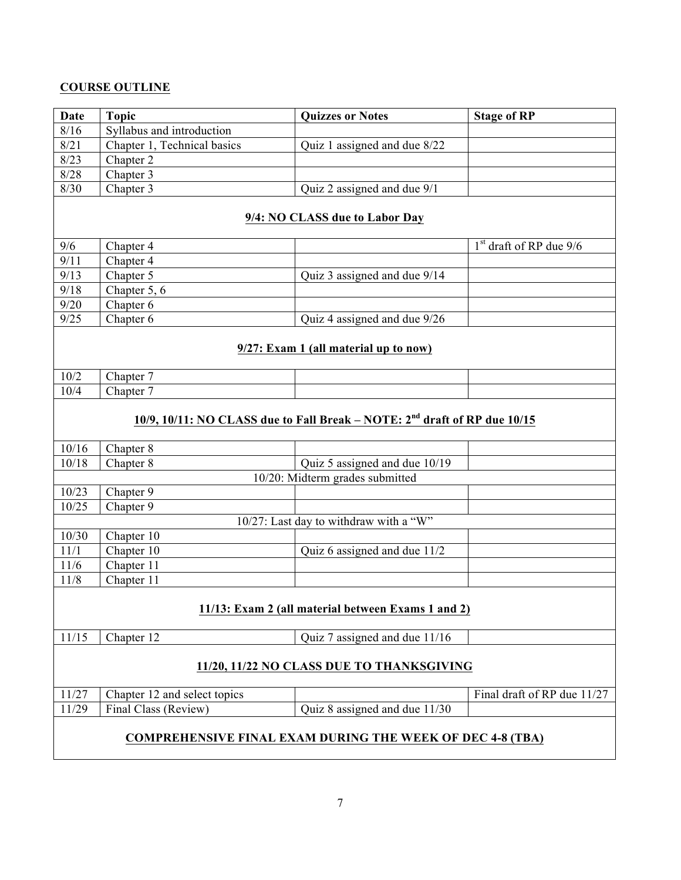## COURSE OUTLINE

| Date | Topic | Quizzes or Notes | Stage of RP |
|---|---|---|---|
| 8/16 | Syllabus and introduction | | |
| 8/21 | Chapter 1, Technical basics | Quiz 1 assigned and due 8/22 | |
| 8/23 | Chapter 2 | | |
| 8/28 | Chapter 3 | | |
| 8/30 | Chapter 3 | Quiz 2 assigned and due 9/1 | |
| **9/4: NO CLASS due to Labor Day** | | | |
| 9/6 | Chapter 4 | | 1st draft of RP due 9/6 |
| 9/11 | Chapter 4 | | |
| 9/13 | Chapter 5 | Quiz 3 assigned and due 9/14 | |
| 9/18 | Chapter 5, 6 | | |
| 9/20 | Chapter 6 | | |
| 9/25 | Chapter 6 | Quiz 4 assigned and due 9/26 | |
| **9/27: Exam 1 (all material up to now)** | | | |
| 10/2 | Chapter 7 | | |
| 10/4 | Chapter 7 | | |
| **10/9, 10/11: NO CLASS due to Fall Break – NOTE: 2nd draft of RP due 10/15** | | | |
| 10/16 | Chapter 8 | | |
| 10/18 | Chapter 8 | Quiz 5 assigned and due 10/19 | |
| 10/20: Midterm grades submitted | | | |
| 10/23 | Chapter 9 | | |
| 10/25 | Chapter 9 | | |
| 10/27: Last day to withdraw with a "W" | | | |
| 10/30 | Chapter 10 | | |
| 11/1 | Chapter 10 | Quiz 6 assigned and due 11/2 | |
| 11/6 | Chapter 11 | | |
| 11/8 | Chapter 11 | | |
| **11/13: Exam 2 (all material between Exams 1 and 2)** | | | |
| 11/15 | Chapter 12 | Quiz 7 assigned and due 11/16 | |
| **11/20, 11/22 NO CLASS DUE TO THANKSGIVING** | | | |
| 11/27 | Chapter 12 and select topics | | Final draft of RP due 11/27 |
| 11/29 | Final Class (Review) | Quiz 8 assigned and due 11/30 | |
| **COMPREHENSIVE FINAL EXAM DURING THE WEEK OF DEC 4-8 (TBA)** | | | |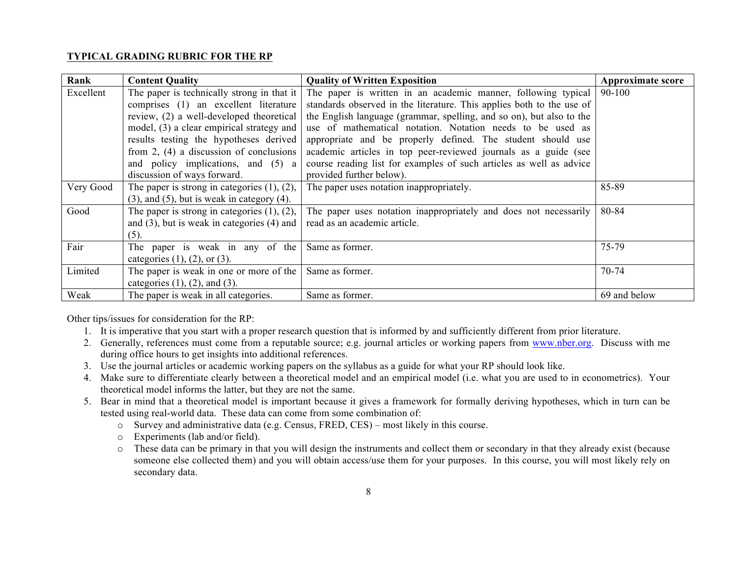**TYPICAL GRADING RUBRIC FOR THE RP**

| Rank | Content Quality | Quality of Written Exposition | Approximate score |
|---|---|---|---|
| Excellent | The paper is technically strong in that it comprises (1) an excellent literature review, (2) a well-developed theoretical model, (3) a clear empirical strategy and results testing the hypotheses derived from 2, (4) a discussion of conclusions and policy implications, and (5) a discussion of ways forward. | The paper is written in an academic manner, following typical standards observed in the literature. This applies both to the use of the English language (grammar, spelling, and so on), but also to the use of mathematical notation. Notation needs to be used as appropriate and be properly defined. The student should use academic articles in top peer-reviewed journals as a guide (see course reading list for examples of such articles as well as advice provided further below). | 90-100 |
| Very Good | The paper is strong in categories (1), (2), (3), and (5), but is weak in category (4). | The paper uses notation inappropriately. | 85-89 |
| Good | The paper is strong in categories (1), (2), and (3), but is weak in categories (4) and (5). | The paper uses notation inappropriately and does not necessarily read as an academic article. | 80-84 |
| Fair | The paper is weak in any of the categories (1), (2), or (3). | Same as former. | 75-79 |
| Limited | The paper is weak in one or more of the categories (1), (2), and (3). | Same as former. | 70-74 |
| Weak | The paper is weak in all categories. | Same as former. | 69 and below |

Other tips/issues for consideration for the RP:

1. It is imperative that you start with a proper research question that is informed by and sufficiently different from prior literature.
2. Generally, references must come from a reputable source; e.g. journal articles or working papers from [www.nber.org](http://www.nber.org). Discuss with me during office hours to get insights into additional references.
3. Use the journal articles or academic working papers on the syllabus as a guide for what your RP should look like.
4. Make sure to differentiate clearly between a theoretical model and an empirical model (i.e. what you are used to in econometrics). Your theoretical model informs the latter, but they are not the same.
5. Bear in mind that a theoretical model is important because it gives a framework for formally deriving hypotheses, which in turn can be tested using real-world data. These data can come from some combination of:
   - Survey and administrative data (e.g. Census, FRED, CES) – most likely in this course.
   - Experiments (lab and/or field).
   - These data can be primary in that you will design the instruments and collect them or secondary in that they already exist (because someone else collected them) and you will obtain access/use them for your purposes. In this course, you will most likely rely on secondary data.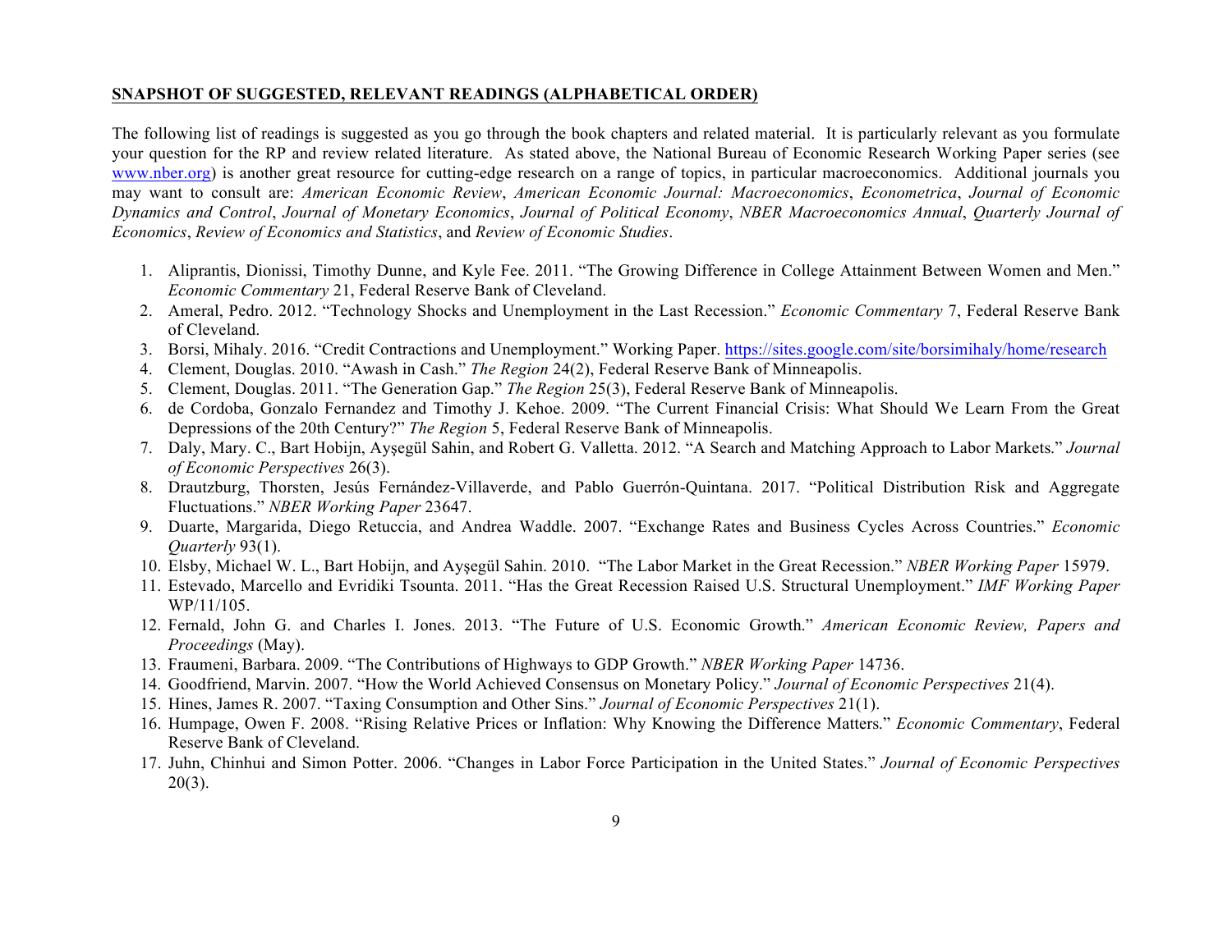## SNAPSHOT OF SUGGESTED, RELEVANT READINGS (ALPHABETICAL ORDER)

The following list of readings is suggested as you go through the book chapters and related material. It is particularly relevant as you formulate your question for the RP and review related literature. As stated above, the National Bureau of Economic Research Working Paper series (see www.nber.org) is another great resource for cutting-edge research on a range of topics, in particular macroeconomics. Additional journals you may want to consult are: *American Economic Review*, *American Economic Journal: Macroeconomics*, *Econometrica*, *Journal of Economic Dynamics and Control*, *Journal of Monetary Economics*, *Journal of Political Economy*, *NBER Macroeconomics Annual*, *Quarterly Journal of Economics*, *Review of Economics and Statistics*, and *Review of Economic Studies*.

1. Aliprantis, Dionissi, Timothy Dunne, and Kyle Fee. 2011. "The Growing Difference in College Attainment Between Women and Men." *Economic Commentary* 21, Federal Reserve Bank of Cleveland.
2. Ameral, Pedro. 2012. "Technology Shocks and Unemployment in the Last Recession." *Economic Commentary* 7, Federal Reserve Bank of Cleveland.
3. Borsi, Mihaly. 2016. "Credit Contractions and Unemployment." Working Paper. https://sites.google.com/site/borsimihaly/home/research
4. Clement, Douglas. 2010. "Awash in Cash." *The Region* 24(2), Federal Reserve Bank of Minneapolis.
5. Clement, Douglas. 2011. "The Generation Gap." *The Region* 25(3), Federal Reserve Bank of Minneapolis.
6. de Cordoba, Gonzalo Fernandez and Timothy J. Kehoe. 2009. "The Current Financial Crisis: What Should We Learn From the Great Depressions of the 20th Century?" *The Region* 5, Federal Reserve Bank of Minneapolis.
7. Daly, Mary. C., Bart Hobijn, Ayşegül Sahin, and Robert G. Valletta. 2012. "A Search and Matching Approach to Labor Markets." *Journal of Economic Perspectives* 26(3).
8. Drautzburg, Thorsten, Jesús Fernández-Villaverde, and Pablo Guerrón-Quintana. 2017. "Political Distribution Risk and Aggregate Fluctuations." *NBER Working Paper* 23647.
9. Duarte, Margarida, Diego Retuccia, and Andrea Waddle. 2007. "Exchange Rates and Business Cycles Across Countries." *Economic Quarterly* 93(1).
10. Elsby, Michael W. L., Bart Hobijn, and Ayşegül Sahin. 2010. "The Labor Market in the Great Recession." *NBER Working Paper* 15979.
11. Estevado, Marcello and Evridiki Tsounta. 2011. "Has the Great Recession Raised U.S. Structural Unemployment." *IMF Working Paper* WP/11/105.
12. Fernald, John G. and Charles I. Jones. 2013. "The Future of U.S. Economic Growth." *American Economic Review, Papers and Proceedings* (May).
13. Fraumeni, Barbara. 2009. "The Contributions of Highways to GDP Growth." *NBER Working Paper* 14736.
14. Goodfriend, Marvin. 2007. "How the World Achieved Consensus on Monetary Policy." *Journal of Economic Perspectives* 21(4).
15. Hines, James R. 2007. "Taxing Consumption and Other Sins." *Journal of Economic Perspectives* 21(1).
16. Humpage, Owen F. 2008. "Rising Relative Prices or Inflation: Why Knowing the Difference Matters." *Economic Commentary*, Federal Reserve Bank of Cleveland.
17. Juhn, Chinhui and Simon Potter. 2006. "Changes in Labor Force Participation in the United States." *Journal of Economic Perspectives* 20(3).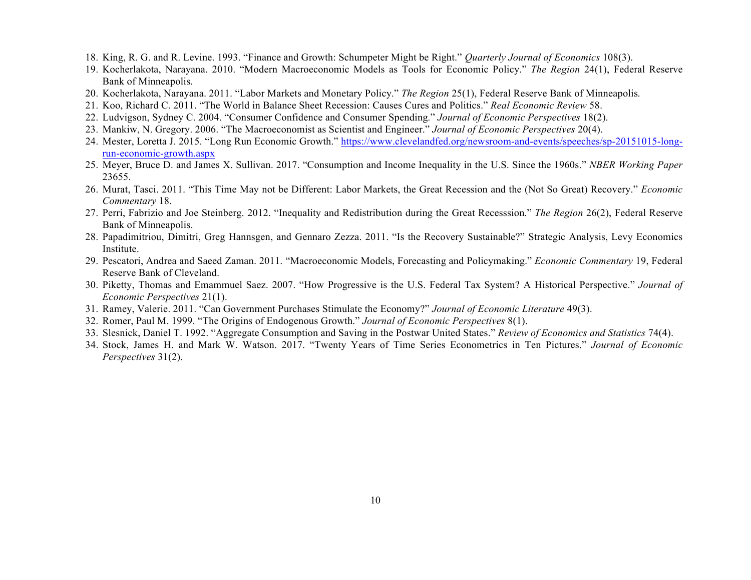18. King, R. G. and R. Levine. 1993. "Finance and Growth: Schumpeter Might be Right." *Quarterly Journal of Economics* 108(3).
19. Kocherlakota, Narayana. 2010. "Modern Macroeconomic Models as Tools for Economic Policy." *The Region* 24(1), Federal Reserve Bank of Minneapolis.
20. Kocherlakota, Narayana. 2011. "Labor Markets and Monetary Policy." *The Region* 25(1), Federal Reserve Bank of Minneapolis.
21. Koo, Richard C. 2011. "The World in Balance Sheet Recession: Causes Cures and Politics." *Real Economic Review* 58.
22. Ludvigson, Sydney C. 2004. "Consumer Confidence and Consumer Spending." *Journal of Economic Perspectives* 18(2).
23. Mankiw, N. Gregory. 2006. "The Macroeconomist as Scientist and Engineer." *Journal of Economic Perspectives* 20(4).
24. Mester, Loretta J. 2015. "Long Run Economic Growth." [https://www.clevelandfed.org/newsroom-and-events/speeches/sp-20151015-long-run-economic-growth.aspx](https://www.clevelandfed.org/newsroom-and-events/speeches/sp-20151015-long-run-economic-growth.aspx)
25. Meyer, Bruce D. and James X. Sullivan. 2017. "Consumption and Income Inequality in the U.S. Since the 1960s." *NBER Working Paper* 23655.
26. Murat, Tasci. 2011. "This Time May not be Different: Labor Markets, the Great Recession and the (Not So Great) Recovery." *Economic Commentary* 18.
27. Perri, Fabrizio and Joe Steinberg. 2012. "Inequality and Redistribution during the Great Recesssion." *The Region* 26(2), Federal Reserve Bank of Minneapolis.
28. Papadimitriou, Dimitri, Greg Hannsgen, and Gennaro Zezza. 2011. "Is the Recovery Sustainable?" Strategic Analysis, Levy Economics Institute.
29. Pescatori, Andrea and Saeed Zaman. 2011. "Macroeconomic Models, Forecasting and Policymaking." *Economic Commentary* 19, Federal Reserve Bank of Cleveland.
30. Piketty, Thomas and Emammuel Saez. 2007. "How Progressive is the U.S. Federal Tax System? A Historical Perspective." *Journal of Economic Perspectives* 21(1).
31. Ramey, Valerie. 2011. "Can Government Purchases Stimulate the Economy?" *Journal of Economic Literature* 49(3).
32. Romer, Paul M. 1999. "The Origins of Endogenous Growth." *Journal of Economic Perspectives* 8(1).
33. Slesnick, Daniel T. 1992. "Aggregate Consumption and Saving in the Postwar United States." *Review of Economics and Statistics* 74(4).
34. Stock, James H. and Mark W. Watson. 2017. "Twenty Years of Time Series Econometrics in Ten Pictures." *Journal of Economic Perspectives* 31(2).